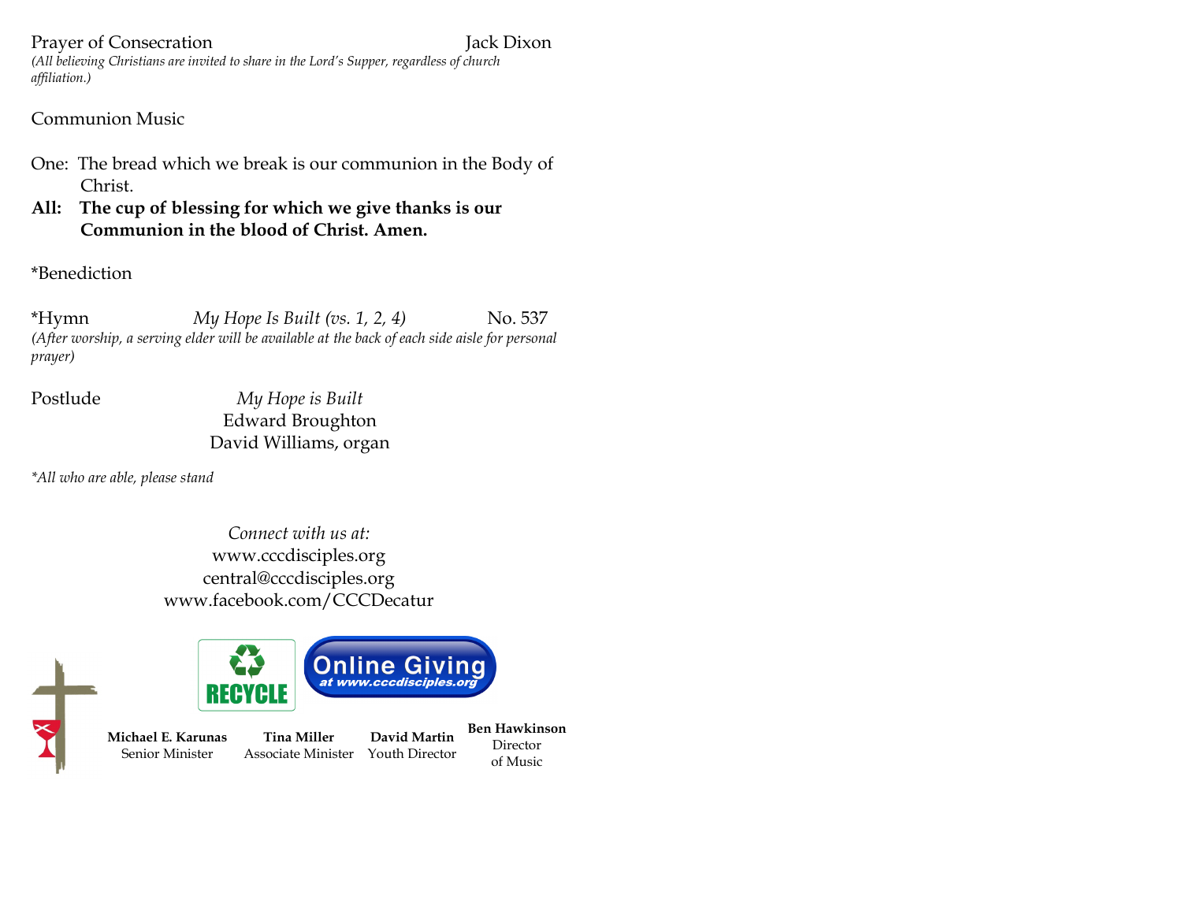Prayer of Consecration Jack Dixon

*(All believing Christians are invited to share in the Lord's Supper, regardless of church affiliation.)*

Communion Music

One: The bread which we break is our communion in the Body of Christ.

**All: The cup of blessing for which we give thanks is our Communion in the blood of Christ. Amen.**

*Benediction

*Hymn *My Hope Is Built (vs. 1, 2, 4)* No. 537

*(After worship, a serving elder will be available at the back of each side aisle for personal prayer)*

Postlude *My Hope is Built*
Edward Broughton
David Williams, organ

**All who are able, please stand*

*Connect with us at:*
www.cccdisciples.org
central@cccdisciples.org
www.facebook.com/CCCDecatur

RECYCLE

Online Giving at www.cccdisciples.org

**Michael E. Karunas**
Senior Minister

**Tina Miller**
Associate Minister

**David Martin**
Youth Director

**Ben Hawkinson**
Director of Music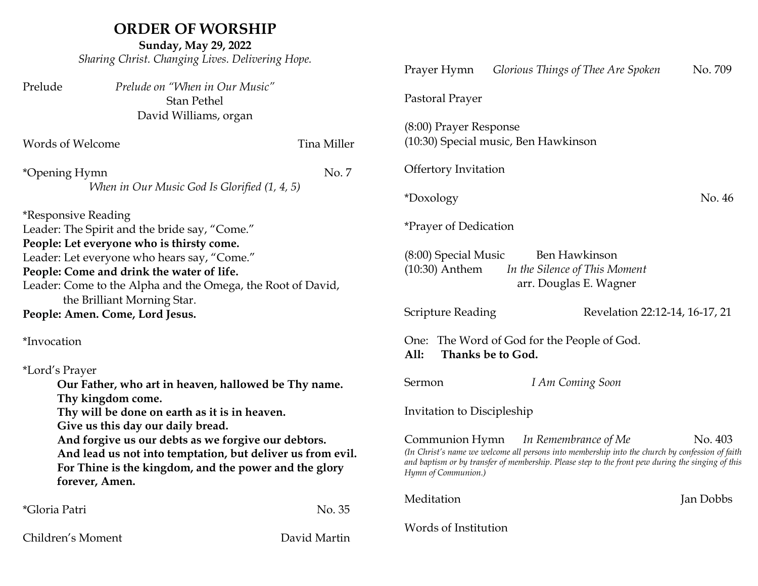# ORDER OF WORSHIP

**Sunday, May 29, 2022**

*Sharing Christ. Changing Lives. Delivering Hope.*

Prelude *Prelude on "When in Our Music"*
Stan Pethel
David Williams, organ

Words of Welcome Tina Miller

*Opening Hymn No. 7
*When in Our Music God Is Glorified (1, 4, 5)*

*Responsive Reading
Leader: The Spirit and the bride say, "Come."
**People: Let everyone who is thirsty come.**
Leader: Let everyone who hears say, "Come."
**People: Come and drink the water of life.**
Leader: Come to the Alpha and the Omega, the Root of David, the Brilliant Morning Star.
**People: Amen. Come, Lord Jesus.**

*Invocation

*Lord's Prayer

**Our Father, who art in heaven, hallowed be Thy name.
Thy kingdom come.
Thy will be done on earth as it is in heaven.
Give us this day our daily bread.
And forgive us our debts as we forgive our debtors.
And lead us not into temptation, but deliver us from evil.
For Thine is the kingdom, and the power and the glory forever, Amen.**

*Gloria Patri No. 35

Children's Moment David Martin

Prayer Hymn *Glorious Things of Thee Are Spoken* No. 709

Pastoral Prayer

(8:00) Prayer Response
(10:30) Special music, Ben Hawkinson

Offertory Invitation

*Doxology No. 46

*Prayer of Dedication

(8:00) Special Music Ben Hawkinson
(10:30) Anthem *In the Silence of This Moment*
arr. Douglas E. Wagner

Scripture Reading Revelation 22:12-14, 16-17, 21

One: The Word of God for the People of God.
**All: Thanks be to God.**

Sermon *I Am Coming Soon*

Invitation to Discipleship

Communion Hymn *In Remembrance of Me* No. 403
*(In Christ's name we welcome all persons into membership into the church by confession of faith and baptism or by transfer of membership. Please step to the front pew during the singing of this Hymn of Communion.)*

Meditation Jan Dobbs

Words of Institution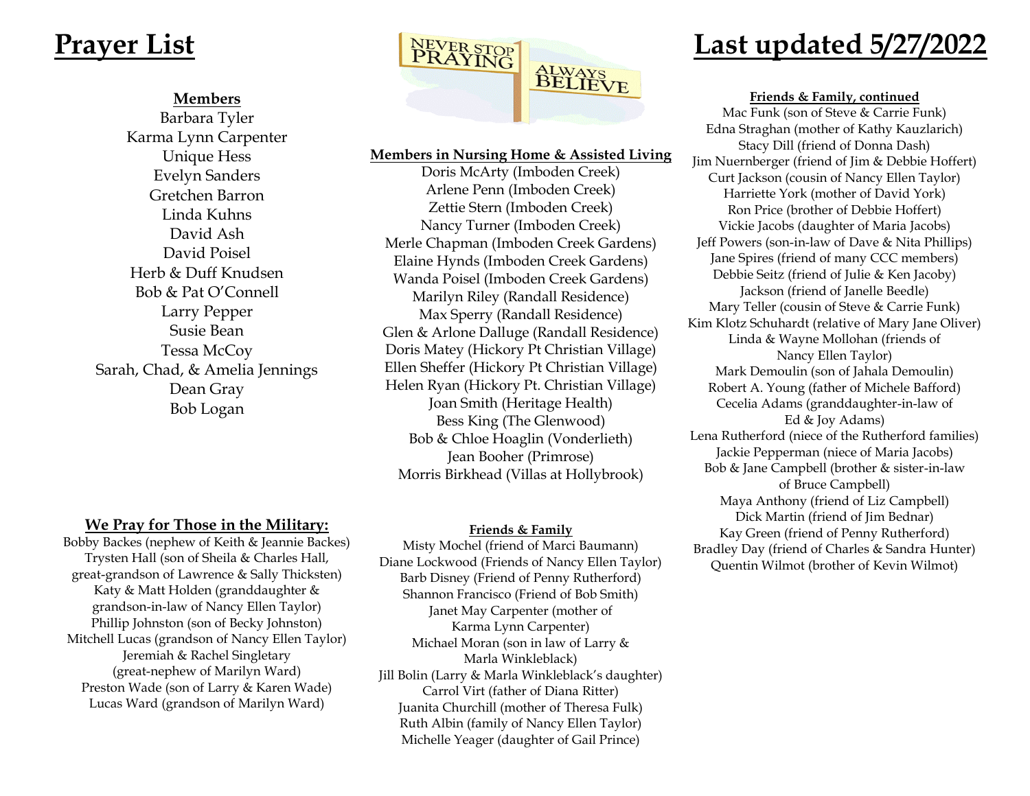# Prayer List

# Last updated 5/27/2022

**Members**

Barbara Tyler
Karma Lynn Carpenter
Unique Hess
Evelyn Sanders
Gretchen Barron
Linda Kuhns
David Ash
David Poisel
Herb & Duff Knudsen
Bob & Pat O'Connell
Larry Pepper
Susie Bean
Tessa McCoy
Sarah, Chad, & Amelia Jennings
Dean Gray
Bob Logan

**We Pray for Those in the Military:**

Bobby Backes (nephew of Keith & Jeannie Backes)
Trysten Hall (son of Sheila & Charles Hall, great-grandson of Lawrence & Sally Thicksten)
Katy & Matt Holden (granddaughter & grandson-in-law of Nancy Ellen Taylor)
Phillip Johnston (son of Becky Johnston)
Mitchell Lucas (grandson of Nancy Ellen Taylor)
Jeremiah & Rachel Singletary (great-nephew of Marilyn Ward)
Preston Wade (son of Larry & Karen Wade)
Lucas Ward (grandson of Marilyn Ward)

NEVER STOP PRAYING — ALWAYS BELIEVE

**Members in Nursing Home & Assisted Living**

Doris McArty (Imboden Creek)
Arlene Penn (Imboden Creek)
Zettie Stern (Imboden Creek)
Nancy Turner (Imboden Creek)
Merle Chapman (Imboden Creek Gardens)
Elaine Hynds (Imboden Creek Gardens)
Wanda Poisel (Imboden Creek Gardens)
Marilyn Riley (Randall Residence)
Max Sperry (Randall Residence)
Glen & Arlone Dalluge (Randall Residence)
Doris Matey (Hickory Pt Christian Village)
Ellen Sheffer (Hickory Pt Christian Village)
Helen Ryan (Hickory Pt. Christian Village)
Joan Smith (Heritage Health)
Bess King (The Glenwood)
Bob & Chloe Hoaglin (Vonderlieth)
Jean Booher (Primrose)
Morris Birkhead (Villas at Hollybrook)

**Friends & Family**

Misty Mochel (friend of Marci Baumann)
Diane Lockwood (Friends of Nancy Ellen Taylor)
Barb Disney (Friend of Penny Rutherford)
Shannon Francisco (Friend of Bob Smith)
Janet May Carpenter (mother of Karma Lynn Carpenter)
Michael Moran (son in law of Larry & Marla Winkleblack)
Jill Bolin (Larry & Marla Winkleblack's daughter)
Carrol Virt (father of Diana Ritter)
Juanita Churchill (mother of Theresa Fulk)
Ruth Albin (family of Nancy Ellen Taylor)
Michelle Yeager (daughter of Gail Prince)

**Friends & Family, continued**

Mac Funk (son of Steve & Carrie Funk)
Edna Straghan (mother of Kathy Kauzlarich)
Stacy Dill (friend of Donna Dash)
Jim Nuernberger (friend of Jim & Debbie Hoffert)
Curt Jackson (cousin of Nancy Ellen Taylor)
Harriette York (mother of David York)
Ron Price (brother of Debbie Hoffert)
Vickie Jacobs (daughter of Maria Jacobs)
Jeff Powers (son-in-law of Dave & Nita Phillips)
Jane Spires (friend of many CCC members)
Debbie Seitz (friend of Julie & Ken Jacoby)
Jackson (friend of Janelle Beedle)
Mary Teller (cousin of Steve & Carrie Funk)
Kim Klotz Schuhardt (relative of Mary Jane Oliver)
Linda & Wayne Mollohan (friends of Nancy Ellen Taylor)
Mark Demoulin (son of Jahala Demoulin)
Robert A. Young (father of Michele Bafford)
Cecelia Adams (granddaughter-in-law of Ed & Joy Adams)
Lena Rutherford (niece of the Rutherford families)
Jackie Pepperman (niece of Maria Jacobs)
Bob & Jane Campbell (brother & sister-in-law of Bruce Campbell)
Maya Anthony (friend of Liz Campbell)
Dick Martin (friend of Jim Bednar)
Kay Green (friend of Penny Rutherford)
Bradley Day (friend of Charles & Sandra Hunter)
Quentin Wilmot (brother of Kevin Wilmot)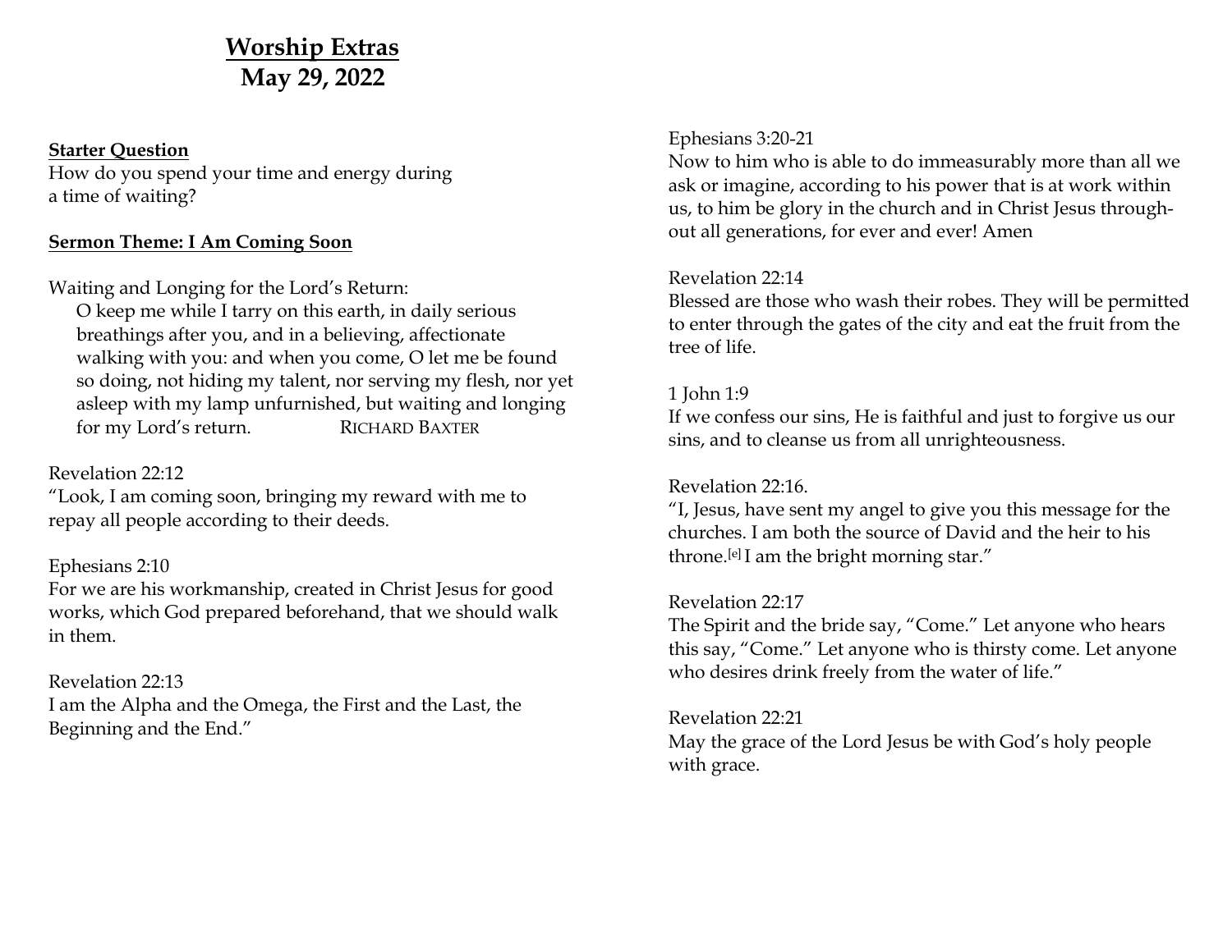# Worship Extras
## May 29, 2022

**Starter Question**
How do you spend your time and energy during a time of waiting?

**Sermon Theme: I Am Coming Soon**

Waiting and Longing for the Lord's Return:

> O keep me while I tarry on this earth, in daily serious breathings after you, and in a believing, affectionate walking with you: and when you come, O let me be found so doing, not hiding my talent, nor serving my flesh, nor yet asleep with my lamp unfurnished, but waiting and longing for my Lord's return. RICHARD BAXTER

Revelation 22:12
"Look, I am coming soon, bringing my reward with me to repay all people according to their deeds.

Ephesians 2:10
For we are his workmanship, created in Christ Jesus for good works, which God prepared beforehand, that we should walk in them.

Revelation 22:13
I am the Alpha and the Omega, the First and the Last, the Beginning and the End."

Ephesians 3:20-21
Now to him who is able to do immeasurably more than all we ask or imagine, according to his power that is at work within us, to him be glory in the church and in Christ Jesus throughout all generations, for ever and ever! Amen

Revelation 22:14
Blessed are those who wash their robes. They will be permitted to enter through the gates of the city and eat the fruit from the tree of life.

1 John 1:9
If we confess our sins, He is faithful and just to forgive us our sins, and to cleanse us from all unrighteousness.

Revelation 22:16.
"I, Jesus, have sent my angel to give you this message for the churches. I am both the source of David and the heir to his throne.[e] I am the bright morning star."

Revelation 22:17
The Spirit and the bride say, "Come." Let anyone who hears this say, "Come." Let anyone who is thirsty come. Let anyone who desires drink freely from the water of life."

Revelation 22:21
May the grace of the Lord Jesus be with God's holy people with grace.